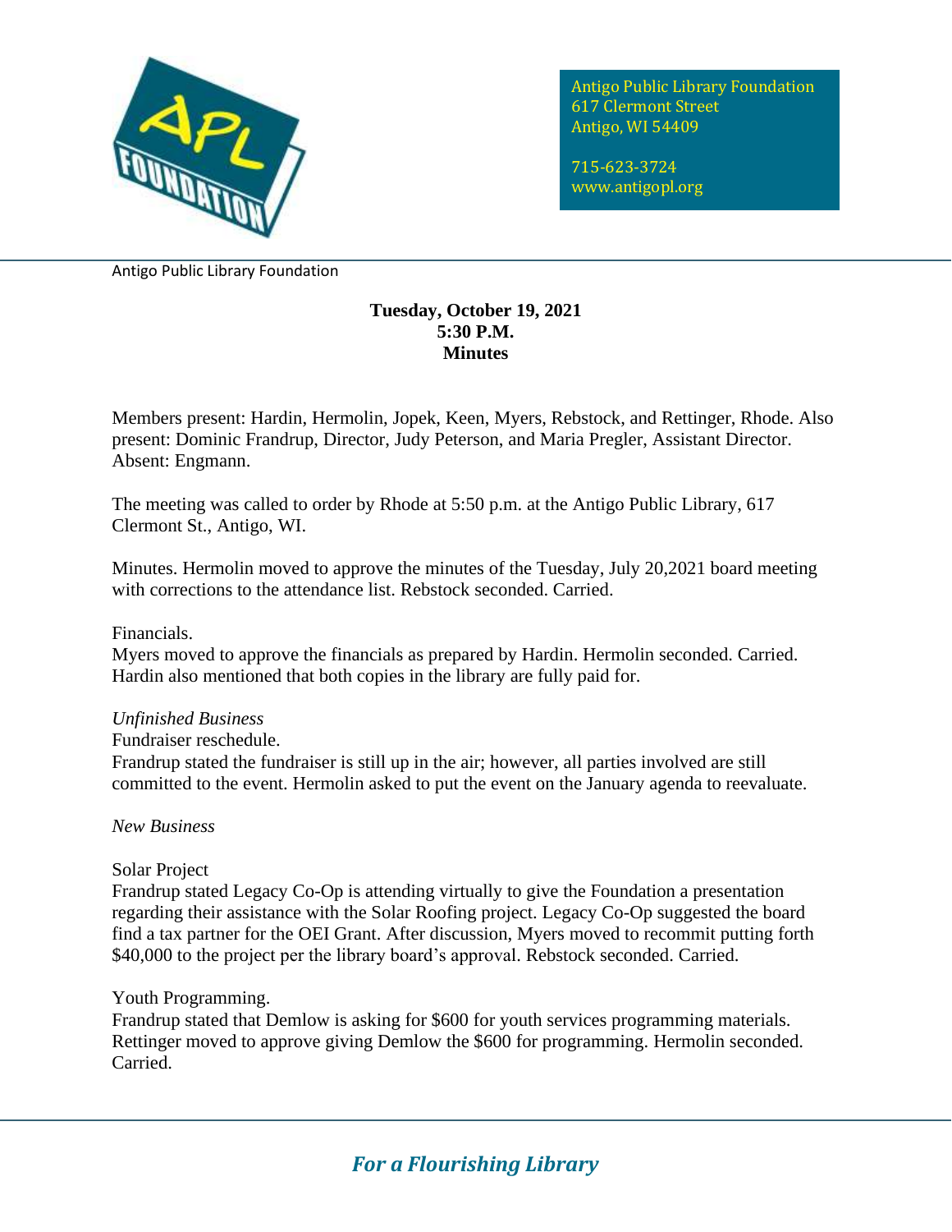Antigo Public Library Foundation
617 Clermont Street
Antigo, WI 54409

715-623-3724
www.antigopl.org

Antigo Public Library Foundation

**Tuesday, October 19, 2021**
**5:30 P.M.**
**Minutes**

Members present: Hardin, Hermolin, Jopek, Keen, Myers, Rebstock, and Rettinger, Rhode. Also present: Dominic Frandrup, Director, Judy Peterson, and Maria Pregler, Assistant Director. Absent: Engmann.

The meeting was called to order by Rhode at 5:50 p.m. at the Antigo Public Library, 617 Clermont St., Antigo, WI.

Minutes. Hermolin moved to approve the minutes of the Tuesday, July 20,2021 board meeting with corrections to the attendance list. Rebstock seconded. Carried.

Financials.
Myers moved to approve the financials as prepared by Hardin. Hermolin seconded. Carried. Hardin also mentioned that both copies in the library are fully paid for.

*Unfinished Business*

Fundraiser reschedule.
Frandrup stated the fundraiser is still up in the air; however, all parties involved are still committed to the event. Hermolin asked to put the event on the January agenda to reevaluate.

*New Business*

Solar Project
Frandrup stated Legacy Co-Op is attending virtually to give the Foundation a presentation regarding their assistance with the Solar Roofing project. Legacy Co-Op suggested the board find a tax partner for the OEI Grant. After discussion, Myers moved to recommit putting forth $40,000 to the project per the library board's approval. Rebstock seconded. Carried.

Youth Programming.
Frandrup stated that Demlow is asking for $600 for youth services programming materials. Rettinger moved to approve giving Demlow the $600 for programming. Hermolin seconded. Carried.

*For a Flourishing Library*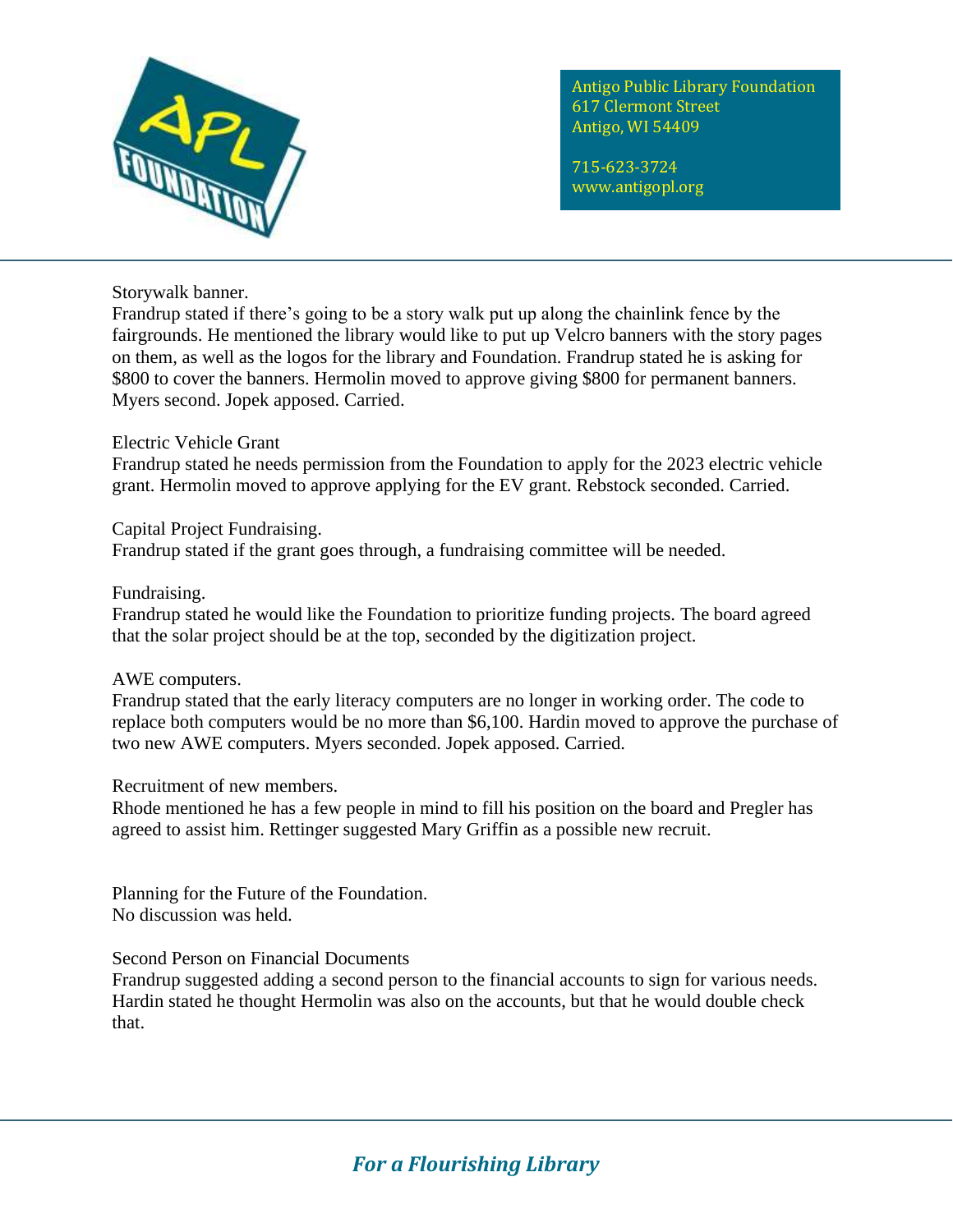Storywalk banner.
Frandrup stated if there's going to be a story walk put up along the chainlink fence by the fairgrounds. He mentioned the library would like to put up Velcro banners with the story pages on them, as well as the logos for the library and Foundation. Frandrup stated he is asking for $800 to cover the banners. Hermolin moved to approve giving $800 for permanent banners. Myers second. Jopek apposed. Carried.

Electric Vehicle Grant
Frandrup stated he needs permission from the Foundation to apply for the 2023 electric vehicle grant. Hermolin moved to approve applying for the EV grant. Rebstock seconded. Carried.

Capital Project Fundraising.
Frandrup stated if the grant goes through, a fundraising committee will be needed.

Fundraising.
Frandrup stated he would like the Foundation to prioritize funding projects. The board agreed that the solar project should be at the top, seconded by the digitization project.

AWE computers.
Frandrup stated that the early literacy computers are no longer in working order. The code to replace both computers would be no more than $6,100. Hardin moved to approve the purchase of two new AWE computers. Myers seconded. Jopek apposed. Carried.

Recruitment of new members.
Rhode mentioned he has a few people in mind to fill his position on the board and Pregler has agreed to assist him. Rettinger suggested Mary Griffin as a possible new recruit.

Planning for the Future of the Foundation.
No discussion was held.

Second Person on Financial Documents
Frandrup suggested adding a second person to the financial accounts to sign for various needs. Hardin stated he thought Hermolin was also on the accounts, but that he would double check that.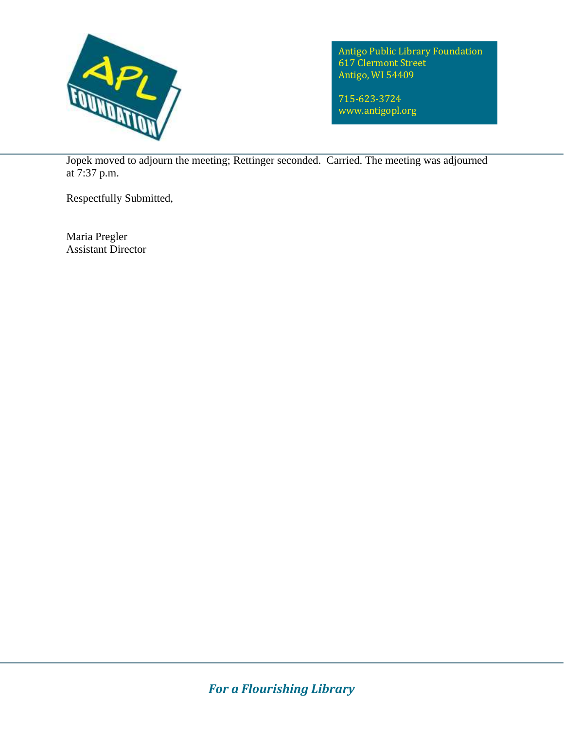Antigo Public Library Foundation
617 Clermont Street
Antigo, WI 54409

715-623-3724
www.antigopl.org

Jopek moved to adjourn the meeting; Rettinger seconded. Carried. The meeting was adjourned at 7:37 p.m.

Respectfully Submitted,

Maria Pregler
Assistant Director

*For a Flourishing Library*